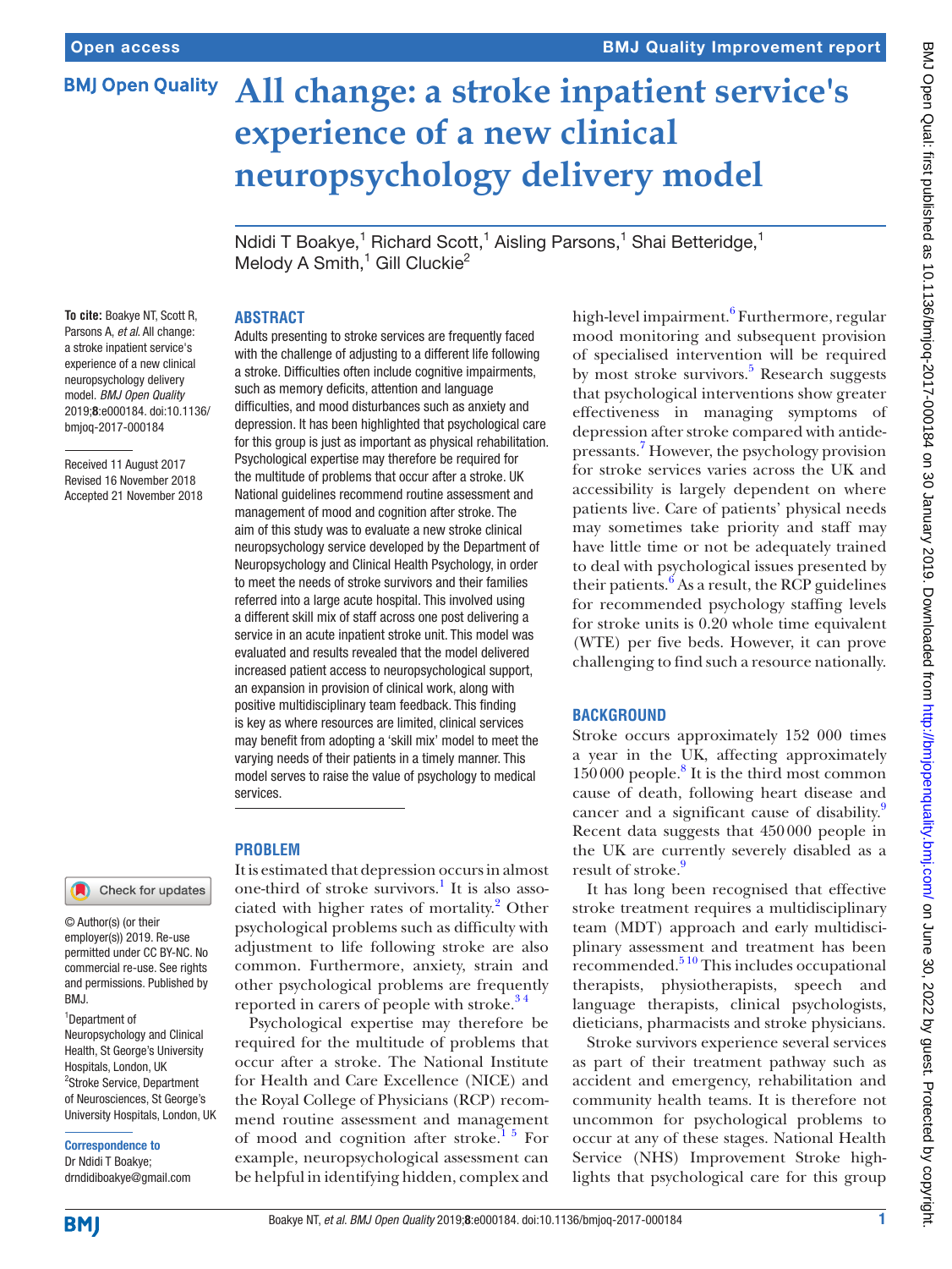# All change: a stroke inpatient service's experience of a new clinical neuropsychology delivery model

Ndidi T Boakye,[1] Richard Scott,[1] Aisling Parsons,[1] Shai Betteridge,[1] Melody A Smith,[1] Gill Cluckie[2]

**To cite:** Boakye NT, Scott R, Parsons A, *et al*. All change: a stroke inpatient service's experience of a new clinical neuropsychology delivery model. *BMJ Open Quality* 2019;**8**:e000184. doi:10.1136/bmjoq-2017-000184

Received 11 August 2017
Revised 16 November 2018
Accepted 21 November 2018

© Author(s) (or their employer(s)) 2019. Re-use permitted under CC BY-NC. No commercial re-use. See rights and permissions. Published by BMJ.

[1]Department of Neuropsychology and Clinical Health, St George's University Hospitals, London, UK
[2]Stroke Service, Department of Neurosciences, St George's University Hospitals, London, UK

**Correspondence to**
Dr Ndidi T Boakye;
drndidiboakye@gmail.com

## ABSTRACT

Adults presenting to stroke services are frequently faced with the challenge of adjusting to a different life following a stroke. Difficulties often include cognitive impairments, such as memory deficits, attention and language difficulties, and mood disturbances such as anxiety and depression. It has been highlighted that psychological care for this group is just as important as physical rehabilitation. Psychological expertise may therefore be required for the multitude of problems that occur after a stroke. UK National guidelines recommend routine assessment and management of mood and cognition after stroke. The aim of this study was to evaluate a new stroke clinical neuropsychology service developed by the Department of Neuropsychology and Clinical Health Psychology, in order to meet the needs of stroke survivors and their families referred into a large acute hospital. This involved using a different skill mix of staff across one post delivering a service in an acute inpatient stroke unit. This model was evaluated and results revealed that the model delivered increased patient access to neuropsychological support, an expansion in provision of clinical work, along with positive multidisciplinary team feedback. This finding is key as where resources are limited, clinical services may benefit from adopting a 'skill mix' model to meet the varying needs of their patients in a timely manner. This model serves to raise the value of psychology to medical services.

## PROBLEM

It is estimated that depression occurs in almost one-third of stroke survivors.[1] It is also associated with higher rates of mortality.[2] Other psychological problems such as difficulty with adjustment to life following stroke are also common. Furthermore, anxiety, strain and other psychological problems are frequently reported in carers of people with stroke.[3 4]

Psychological expertise may therefore be required for the multitude of problems that occur after a stroke. The National Institute for Health and Care Excellence (NICE) and the Royal College of Physicians (RCP) recommend routine assessment and management of mood and cognition after stroke.[1 5] For example, neuropsychological assessment can be helpful in identifying hidden, complex and high-level impairment.[6] Furthermore, regular mood monitoring and subsequent provision of specialised intervention will be required by most stroke survivors.[5] Research suggests that psychological interventions show greater effectiveness in managing symptoms of depression after stroke compared with antidepressants.[7] However, the psychology provision for stroke services varies across the UK and accessibility is largely dependent on where patients live. Care of patients' physical needs may sometimes take priority and staff may have little time or not be adequately trained to deal with psychological issues presented by their patients.[6] As a result, the RCP guidelines for recommended psychology staffing levels for stroke units is 0.20 whole time equivalent (WTE) per five beds. However, it can prove challenging to find such a resource nationally.

## BACKGROUND

Stroke occurs approximately 152 000 times a year in the UK, affecting approximately 150 000 people.[8] It is the third most common cause of death, following heart disease and cancer and a significant cause of disability.[9] Recent data suggests that 450 000 people in the UK are currently severely disabled as a result of stroke.[9]

It has long been recognised that effective stroke treatment requires a multidisciplinary team (MDT) approach and early multidisciplinary assessment and treatment has been recommended.[5 10] This includes occupational therapists, physiotherapists, speech and language therapists, clinical psychologists, dieticians, pharmacists and stroke physicians.

Stroke survivors experience several services as part of their treatment pathway such as accident and emergency, rehabilitation and community health teams. It is therefore not uncommon for psychological problems to occur at any of these stages. National Health Service (NHS) Improvement Stroke highlights that psychological care for this group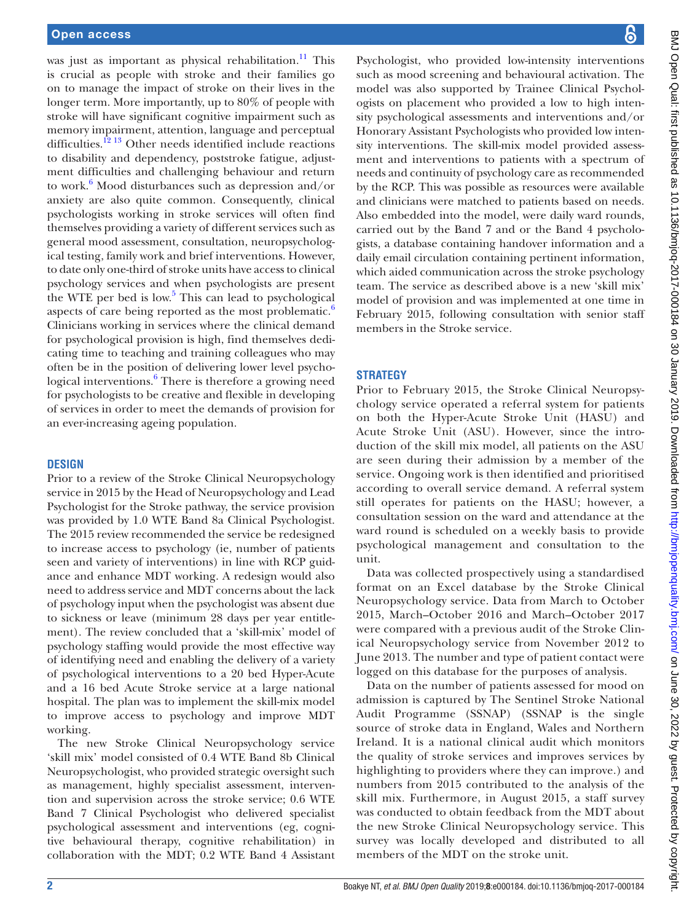was just as important as physical rehabilitation.[11] This is crucial as people with stroke and their families go on to manage the impact of stroke on their lives in the longer term. More importantly, up to 80% of people with stroke will have significant cognitive impairment such as memory impairment, attention, language and perceptual difficulties.[12 13] Other needs identified include reactions to disability and dependency, poststroke fatigue, adjustment difficulties and challenging behaviour and return to work.[6] Mood disturbances such as depression and/or anxiety are also quite common. Consequently, clinical psychologists working in stroke services will often find themselves providing a variety of different services such as general mood assessment, consultation, neuropsychological testing, family work and brief interventions. However, to date only one-third of stroke units have access to clinical psychology services and when psychologists are present the WTE per bed is low.[5] This can lead to psychological aspects of care being reported as the most problematic.[6] Clinicians working in services where the clinical demand for psychological provision is high, find themselves dedicating time to teaching and training colleagues who may often be in the position of delivering lower level psychological interventions.[6] There is therefore a growing need for psychologists to be creative and flexible in developing of services in order to meet the demands of provision for an ever-increasing ageing population.

## Design

Prior to a review of the Stroke Clinical Neuropsychology service in 2015 by the Head of Neuropsychology and Lead Psychologist for the Stroke pathway, the service provision was provided by 1.0 WTE Band 8a Clinical Psychologist. The 2015 review recommended the service be redesigned to increase access to psychology (ie, number of patients seen and variety of interventions) in line with RCP guidance and enhance MDT working. A redesign would also need to address service and MDT concerns about the lack of psychology input when the psychologist was absent due to sickness or leave (minimum 28 days per year entitlement). The review concluded that a 'skill-mix' model of psychology staffing would provide the most effective way of identifying need and enabling the delivery of a variety of psychological interventions to a 20 bed Hyper-Acute and a 16 bed Acute Stroke service at a large national hospital. The plan was to implement the skill-mix model to improve access to psychology and improve MDT working.

The new Stroke Clinical Neuropsychology service 'skill mix' model consisted of 0.4 WTE Band 8b Clinical Neuropsychologist, who provided strategic oversight such as management, highly specialist assessment, intervention and supervision across the stroke service; 0.6 WTE Band 7 Clinical Psychologist who delivered specialist psychological assessment and interventions (eg, cognitive behavioural therapy, cognitive rehabilitation) in collaboration with the MDT; 0.2 WTE Band 4 Assistant Psychologist, who provided low-intensity interventions such as mood screening and behavioural activation. The model was also supported by Trainee Clinical Psychologists on placement who provided a low to high intensity psychological assessments and interventions and/or Honorary Assistant Psychologists who provided low intensity interventions. The skill-mix model provided assessment and interventions to patients with a spectrum of needs and continuity of psychology care as recommended by the RCP. This was possible as resources were available and clinicians were matched to patients based on needs. Also embedded into the model, were daily ward rounds, carried out by the Band 7 and or the Band 4 psychologists, a database containing handover information and a daily email circulation containing pertinent information, which aided communication across the stroke psychology team. The service as described above is a new 'skill mix' model of provision and was implemented at one time in February 2015, following consultation with senior staff members in the Stroke service.

## Strategy

Prior to February 2015, the Stroke Clinical Neuropsychology service operated a referral system for patients on both the Hyper-Acute Stroke Unit (HASU) and Acute Stroke Unit (ASU). However, since the introduction of the skill mix model, all patients on the ASU are seen during their admission by a member of the service. Ongoing work is then identified and prioritised according to overall service demand. A referral system still operates for patients on the HASU; however, a consultation session on the ward and attendance at the ward round is scheduled on a weekly basis to provide psychological management and consultation to the unit.

Data was collected prospectively using a standardised format on an Excel database by the Stroke Clinical Neuropsychology service. Data from March to October 2015, March–October 2016 and March–October 2017 were compared with a previous audit of the Stroke Clinical Neuropsychology service from November 2012 to June 2013. The number and type of patient contact were logged on this database for the purposes of analysis.

Data on the number of patients assessed for mood on admission is captured by The Sentinel Stroke National Audit Programme (SSNAP) (SSNAP is the single source of stroke data in England, Wales and Northern Ireland. It is a national clinical audit which monitors the quality of stroke services and improves services by highlighting to providers where they can improve.) and numbers from 2015 contributed to the analysis of the skill mix. Furthermore, in August 2015, a staff survey was conducted to obtain feedback from the MDT about the new Stroke Clinical Neuropsychology service. This survey was locally developed and distributed to all members of the MDT on the stroke unit.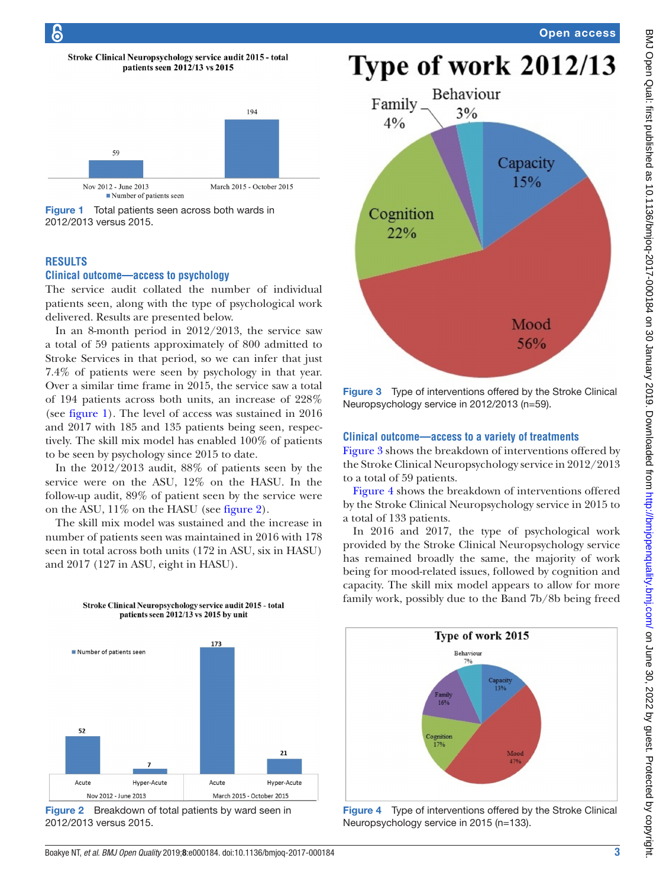Figure 1 Total patients seen across both wards in 2012/2013 versus 2015.

## RESULTS

### Clinical outcome—access to psychology

The service audit collated the number of individual patients seen, along with the type of psychological work delivered. Results are presented below.

In an 8-month period in 2012/2013, the service saw a total of 59 patients approximately of 800 admitted to Stroke Services in that period, so we can infer that just 7.4% of patients were seen by psychology in that year. Over a similar time frame in 2015, the service saw a total of 194 patients across both units, an increase of 228% (see figure 1). The level of access was sustained in 2016 and 2017 with 185 and 135 patients being seen, respectively. The skill mix model has enabled 100% of patients to be seen by psychology since 2015 to date.

In the 2012/2013 audit, 88% of patients seen by the service were on the ASU, 12% on the HASU. In the follow-up audit, 89% of patient seen by the service were on the ASU, 11% on the HASU (see figure 2).

The skill mix model was sustained and the increase in number of patients seen was maintained in 2016 with 178 seen in total across both units (172 in ASU, six in HASU) and 2017 (127 in ASU, eight in HASU).

Figure 2 Breakdown of total patients by ward seen in 2012/2013 versus 2015.

Figure 3 Type of interventions offered by the Stroke Clinical Neuropsychology service in 2012/2013 (n=59).

### Clinical outcome—access to a variety of treatments

Figure 3 shows the breakdown of interventions offered by the Stroke Clinical Neuropsychology service in 2012/2013 to a total of 59 patients.

Figure 4 shows the breakdown of interventions offered by the Stroke Clinical Neuropsychology service in 2015 to a total of 133 patients.

In 2016 and 2017, the type of psychological work provided by the Stroke Clinical Neuropsychology service has remained broadly the same, the majority of work being for mood-related issues, followed by cognition and capacity. The skill mix model appears to allow for more family work, possibly due to the Band 7b/8b being freed

Figure 4 Type of interventions offered by the Stroke Clinical Neuropsychology service in 2015 (n=133).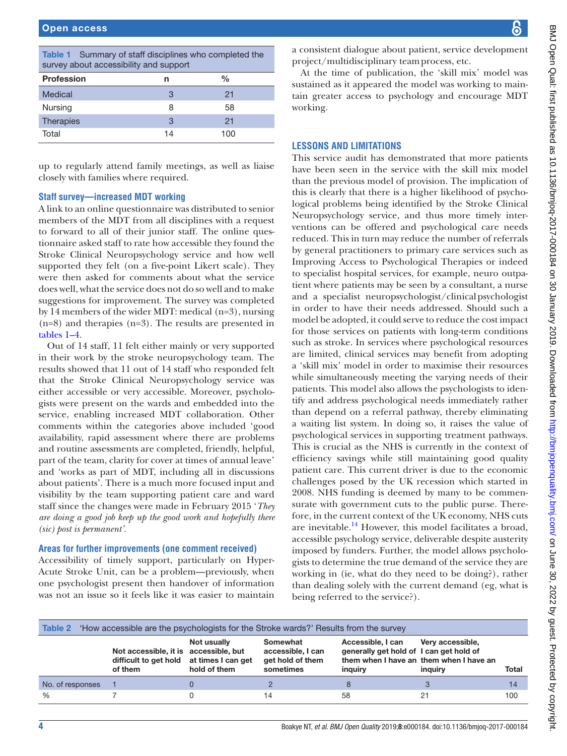Table 1 Summary of staff disciplines who completed the survey about accessibility and support

| Profession | n | % |
|---|---|---|
| Medical | 3 | 21 |
| Nursing | 8 | 58 |
| Therapies | 3 | 21 |
| Total | 14 | 100 |

up to regularly attend family meetings, as well as liaise closely with families where required.

### Staff survey—increased MDT working

A link to an online questionnaire was distributed to senior members of the MDT from all disciplines with a request to forward to all of their junior staff. The online questionnaire asked staff to rate how accessible they found the Stroke Clinical Neuropsychology service and how well supported they felt (on a five-point Likert scale). They were then asked for comments about what the service does well, what the service does not do so well and to make suggestions for improvement. The survey was completed by 14 members of the wider MDT: medical (n=3), nursing (n=8) and therapies (n=3). The results are presented in tables 1–4.

Out of 14 staff, 11 felt either mainly or very supported in their work by the stroke neuropsychology team. The results showed that 11 out of 14 staff who responded felt that the Stroke Clinical Neuropsychology service was either accessible or very accessible. Moreover, psychologists were present on the wards and embedded into the service, enabling increased MDT collaboration. Other comments within the categories above included 'good availability, rapid assessment where there are problems and routine assessments are completed, friendly, helpful, part of the team, clarity for cover at times of annual leave' and 'works as part of MDT, including all in discussions about patients'. There is a much more focused input and visibility by the team supporting patient care and ward staff since the changes were made in February 2015 '*They are doing a good job keep up the good work and hopefully there (sic) post is permanent*'.

### Areas for further improvements (one comment received)

Accessibility of timely support, particularly on Hyper-Acute Stroke Unit, can be a problem—previously, when one psychologist present then handover of information was not an issue so it feels like it was easier to maintain a consistent dialogue about patient, service development project/multidisciplinary team process, etc.

At the time of publication, the 'skill mix' model was sustained as it appeared the model was working to maintain greater access to psychology and encourage MDT working.

## LESSONS AND LIMITATIONS

This service audit has demonstrated that more patients have been seen in the service with the skill mix model than the previous model of provision. The implication of this is clearly that there is a higher likelihood of psychological problems being identified by the Stroke Clinical Neuropsychology service, and thus more timely interventions can be offered and psychological care needs reduced. This in turn may reduce the number of referrals by general practitioners to primary care services such as Improving Access to Psychological Therapies or indeed to specialist hospital services, for example, neuro outpatient where patients may be seen by a consultant, a nurse and a specialist neuropsychologist/clinical psychologist in order to have their needs addressed. Should such a model be adopted, it could serve to reduce the cost impact for those services on patients with long-term conditions such as stroke. In services where psychological resources are limited, clinical services may benefit from adopting a 'skill mix' model in order to maximise their resources while simultaneously meeting the varying needs of their patients. This model also allows the psychologists to identify and address psychological needs immediately rather than depend on a referral pathway, thereby eliminating a waiting list system. In doing so, it raises the value of psychological services in supporting treatment pathways. This is crucial as the NHS is currently in the context of efficiency savings while still maintaining good quality patient care. This current driver is due to the economic challenges posed by the UK recession which started in 2008. NHS funding is deemed by many to be commensurate with government cuts to the public purse. Therefore, in the current context of the UK economy, NHS cuts are inevitable.[14] However, this model facilitates a broad, accessible psychology service, deliverable despite austerity imposed by funders. Further, the model allows psychologists to determine the true demand of the service they are working in (ie, what do they need to be doing?), rather than dealing solely with the current demand (eg, what is being referred to the service?).

Table 2 'How accessible are the psychologists for the Stroke wards?' Results from the survey

| | Not accessible, it is difficult to get hold of them | Not usually accessible, but at times I can get hold of them | Somewhat accessible, I can get hold of them sometimes | Accessible, I can generally get hold of them when I have an inquiry | Very accessible, I can get hold of them when I have an inquiry | Total |
|---|---|---|---|---|---|---|
| No. of responses | 1 | 0 | 2 | 8 | 3 | 14 |
| % | 7 | 0 | 14 | 58 | 21 | 100 |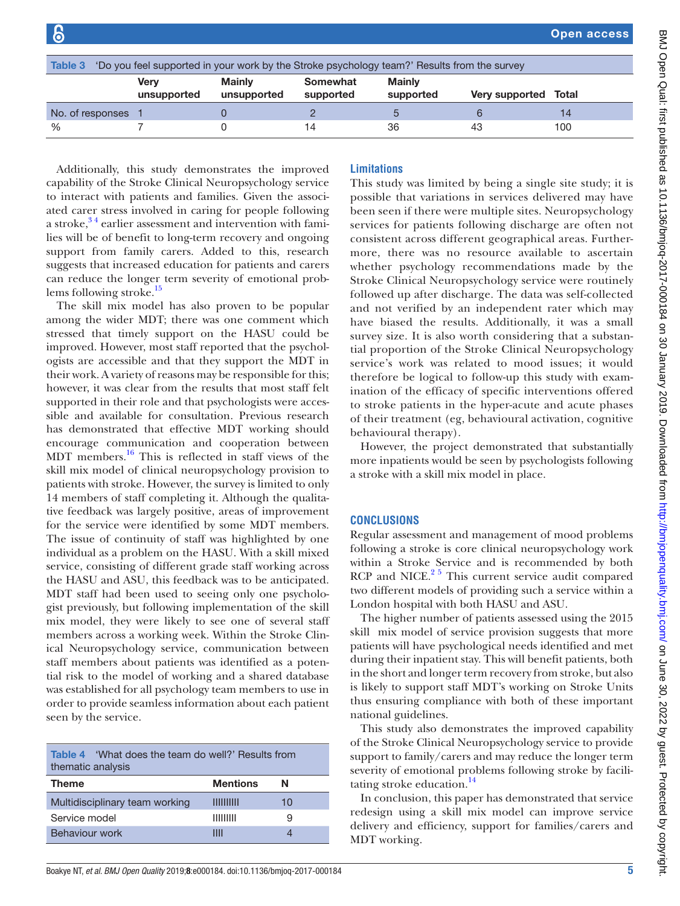Table 3 'Do you feel supported in your work by the Stroke psychology team?' Results from the survey

| | Very unsupported | Mainly unsupported | Somewhat supported | Mainly supported | Very supported | Total |
|---|---|---|---|---|---|---|
| No. of responses | 1 | 0 | 2 | 5 | 6 | 14 |
| % | 7 | 0 | 14 | 36 | 43 | 100 |

Additionally, this study demonstrates the improved capability of the Stroke Clinical Neuropsychology service to interact with patients and families. Given the associated carer stress involved in caring for people following a stroke,[3,4] earlier assessment and intervention with families will be of benefit to long-term recovery and ongoing support from family carers. Added to this, research suggests that increased education for patients and carers can reduce the longer term severity of emotional problems following stroke.[15]

The skill mix model has also proven to be popular among the wider MDT; there was one comment which stressed that timely support on the HASU could be improved. However, most staff reported that the psychologists are accessible and that they support the MDT in their work. A variety of reasons may be responsible for this; however, it was clear from the results that most staff felt supported in their role and that psychologists were accessible and available for consultation. Previous research has demonstrated that effective MDT working should encourage communication and cooperation between MDT members.[16] This is reflected in staff views of the skill mix model of clinical neuropsychology provision to patients with stroke. However, the survey is limited to only 14 members of staff completing it. Although the qualitative feedback was largely positive, areas of improvement for the service were identified by some MDT members. The issue of continuity of staff was highlighted by one individual as a problem on the HASU. With a skill mixed service, consisting of different grade staff working across the HASU and ASU, this feedback was to be anticipated. MDT staff had been used to seeing only one psychologist previously, but following implementation of the skill mix model, they were likely to see one of several staff members across a working week. Within the Stroke Clinical Neuropsychology service, communication between staff members about patients was identified as a potential risk to the model of working and a shared database was established for all psychology team members to use in order to provide seamless information about each patient seen by the service.

Table 4 'What does the team do well?' Results from thematic analysis

| Theme | Mentions | N |
|---|---|---|
| Multidisciplinary team working | IIIIIIIIII | 10 |
| Service model | IIIIIIIII | 9 |
| Behaviour work | IIII | 4 |

## Limitations

This study was limited by being a single site study; it is possible that variations in services delivered may have been seen if there were multiple sites. Neuropsychology services for patients following discharge are often not consistent across different geographical areas. Furthermore, there was no resource available to ascertain whether psychology recommendations made by the Stroke Clinical Neuropsychology service were routinely followed up after discharge. The data was self-collected and not verified by an independent rater which may have biased the results. Additionally, it was a small survey size. It is also worth considering that a substantial proportion of the Stroke Clinical Neuropsychology service's work was related to mood issues; it would therefore be logical to follow-up this study with examination of the efficacy of specific interventions offered to stroke patients in the hyper-acute and acute phases of their treatment (eg, behavioural activation, cognitive behavioural therapy).

However, the project demonstrated that substantially more inpatients would be seen by psychologists following a stroke with a skill mix model in place.

# CONCLUSIONS

Regular assessment and management of mood problems following a stroke is core clinical neuropsychology work within a Stroke Service and is recommended by both RCP and NICE.[2,5] This current service audit compared two different models of providing such a service within a London hospital with both HASU and ASU.

The higher number of patients assessed using the 2015 skill mix model of service provision suggests that more patients will have psychological needs identified and met during their inpatient stay. This will benefit patients, both in the short and longer term recovery from stroke, but also is likely to support staff MDT's working on Stroke Units thus ensuring compliance with both of these important national guidelines.

This study also demonstrates the improved capability of the Stroke Clinical Neuropsychology service to provide support to family/carers and may reduce the longer term severity of emotional problems following stroke by facilitating stroke education.[14]

In conclusion, this paper has demonstrated that service redesign using a skill mix model can improve service delivery and efficiency, support for families/carers and MDT working.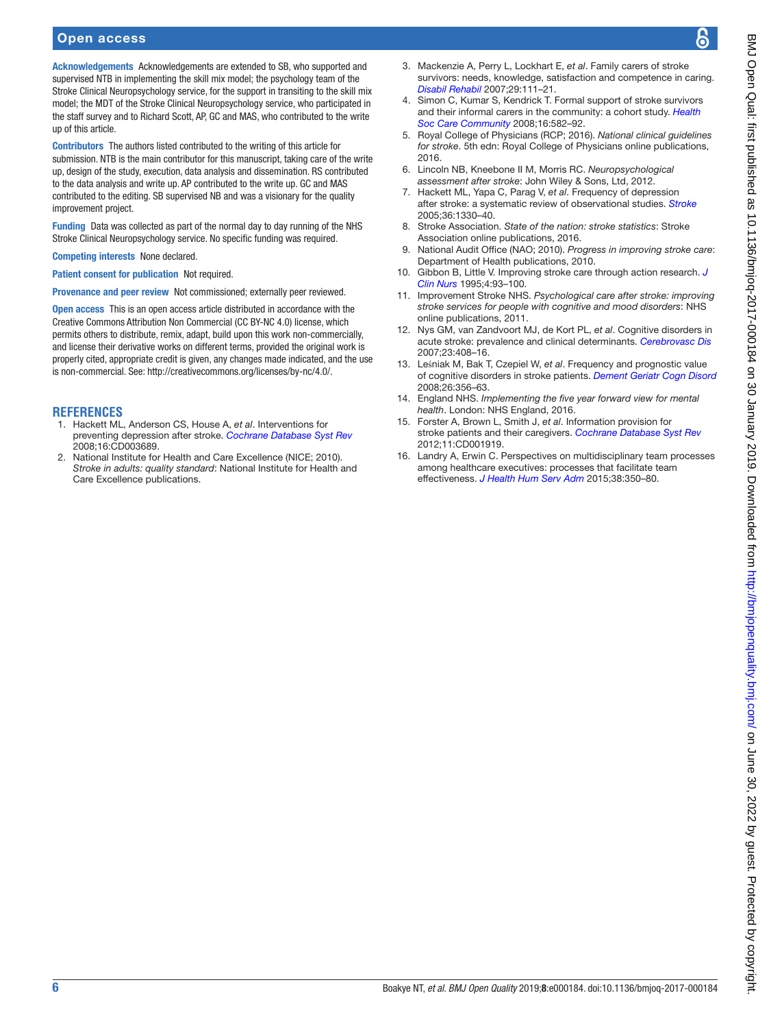**Acknowledgements** Acknowledgements are extended to SB, who supported and supervised NTB in implementing the skill mix model; the psychology team of the Stroke Clinical Neuropsychology service, for the support in transiting to the skill mix model; the MDT of the Stroke Clinical Neuropsychology service, who participated in the staff survey and to Richard Scott, AP, GC and MAS, who contributed to the write up of this article.

**Contributors** The authors listed contributed to the writing of this article for submission. NTB is the main contributor for this manuscript, taking care of the write up, design of the study, execution, data analysis and dissemination. RS contributed to the data analysis and write up. AP contributed to the write up. GC and MAS contributed to the editing. SB supervised NB and was a visionary for the quality improvement project.

**Funding** Data was collected as part of the normal day to day running of the NHS Stroke Clinical Neuropsychology service. No specific funding was required.

**Competing interests** None declared.

**Patient consent for publication** Not required.

**Provenance and peer review** Not commissioned; externally peer reviewed.

**Open access** This is an open access article distributed in accordance with the Creative Commons Attribution Non Commercial (CC BY-NC 4.0) license, which permits others to distribute, remix, adapt, build upon this work non-commercially, and license their derivative works on different terms, provided the original work is properly cited, appropriate credit is given, any changes made indicated, and the use is non-commercial. See: http://creativecommons.org/licenses/by-nc/4.0/.

## REFERENCES

1. Hackett ML, Anderson CS, House A, *et al*. Interventions for preventing depression after stroke. *Cochrane Database Syst Rev* 2008;16:CD003689.
2. National Institute for Health and Care Excellence (NICE; 2010). *Stroke in adults: quality standard*: National Institute for Health and Care Excellence publications.
3. Mackenzie A, Perry L, Lockhart E, *et al*. Family carers of stroke survivors: needs, knowledge, satisfaction and competence in caring. *Disabil Rehabil* 2007;29:111–21.
4. Simon C, Kumar S, Kendrick T. Formal support of stroke survivors and their informal carers in the community: a cohort study. *Health Soc Care Community* 2008;16:582–92.
5. Royal College of Physicians (RCP; 2016). *National clinical guidelines for stroke*. 5th edn: Royal College of Physicians online publications, 2016.
6. Lincoln NB, Kneebone II M, Morris RC. *Neuropsychological assessment after stroke*: John Wiley & Sons, Ltd, 2012.
7. Hackett ML, Yapa C, Parag V, *et al*. Frequency of depression after stroke: a systematic review of observational studies. *Stroke* 2005;36:1330–40.
8. Stroke Association. *State of the nation: stroke statistics*: Stroke Association online publications, 2016.
9. National Audit Office (NAO; 2010). *Progress in improving stroke care*: Department of Health publications, 2010.
10. Gibbon B, Little V. Improving stroke care through action research. *J Clin Nurs* 1995;4:93–100.
11. Improvement Stroke NHS. *Psychological care after stroke: improving stroke services for people with cognitive and mood disorders*: NHS online publications, 2011.
12. Nys GM, van Zandvoort MJ, de Kort PL, *et al*. Cognitive disorders in acute stroke: prevalence and clinical determinants. *Cerebrovasc Dis* 2007;23:408–16.
13. Leśniak M, Bak T, Czepiel W, *et al*. Frequency and prognostic value of cognitive disorders in stroke patients. *Dement Geriatr Cogn Disord* 2008;26:356–63.
14. England NHS. *Implementing the five year forward view for mental health*. London: NHS England, 2016.
15. Forster A, Brown L, Smith J, *et al*. Information provision for stroke patients and their caregivers. *Cochrane Database Syst Rev* 2012;11:CD001919.
16. Landry A, Erwin C. Perspectives on multidisciplinary team processes among healthcare executives: processes that facilitate team effectiveness. *J Health Hum Serv Adm* 2015;38:350–80.